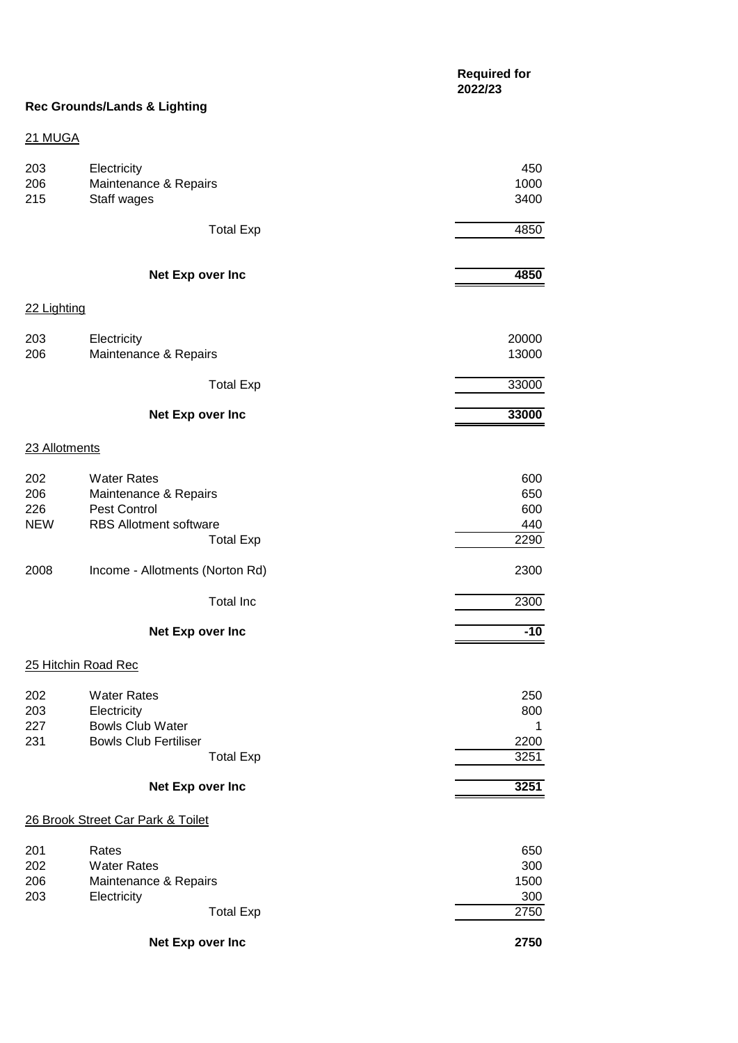## Rec Grounds/Lands & Lighting

| | | Required for 2022/23 |
|---|---|---|
| **21 MUGA** | | |
| 203 | Electricity | 450 |
| 206 | Maintenance & Repairs | 1000 |
| 215 | Staff wages | 3400 |
| | Total Exp | 4850 |
| | **Net Exp over Inc** | **4850** |
| **22 Lighting** | | |
| 203 | Electricity | 20000 |
| 206 | Maintenance & Repairs | 13000 |
| | Total Exp | 33000 |
| | **Net Exp over Inc** | **33000** |
| **23 Allotments** | | |
| 202 | Water Rates | 600 |
| 206 | Maintenance & Repairs | 650 |
| 226 | Pest Control | 600 |
| NEW | RBS Allotment software | 440 |
| | Total Exp | 2290 |
| 2008 | Income - Allotments (Norton Rd) | 2300 |
| | Total Inc | 2300 |
| | **Net Exp over Inc** | **-10** |
| **25 Hitchin Road Rec** | | |
| 202 | Water Rates | 250 |
| 203 | Electricity | 800 |
| 227 | Bowls Club Water | 1 |
| 231 | Bowls Club Fertiliser | 2200 |
| | Total Exp | 3251 |
| | **Net Exp over Inc** | **3251** |
| **26 Brook Street Car Park & Toilet** | | |
| 201 | Rates | 650 |
| 202 | Water Rates | 300 |
| 206 | Maintenance & Repairs | 1500 |
| 203 | Electricity | 300 |
| | Total Exp | 2750 |
| | **Net Exp over Inc** | **2750** |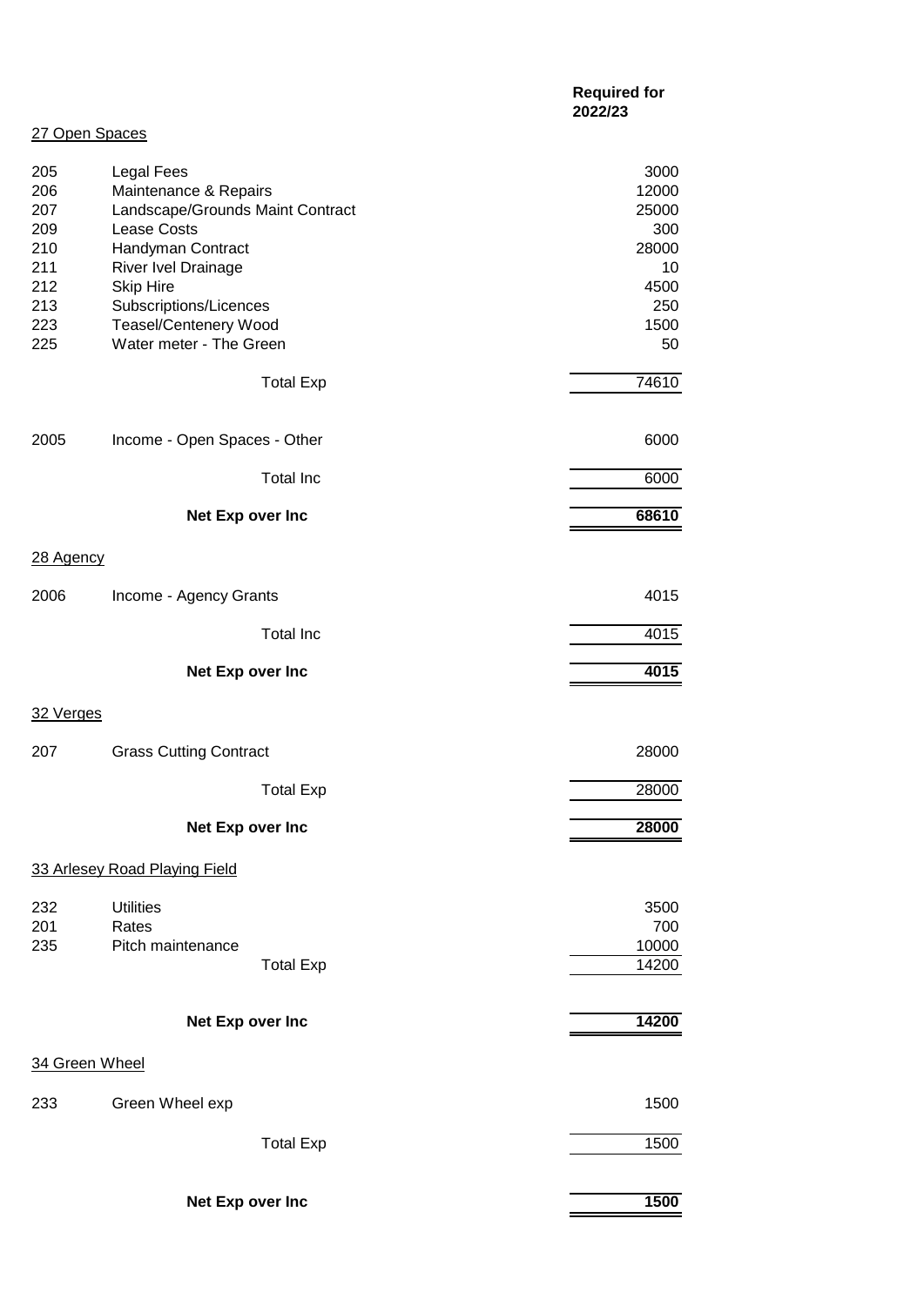|  |  | Required for 2022/23 |
|---|---|---|
| **27 Open Spaces** |  |  |
| 205 | Legal Fees | 3000 |
| 206 | Maintenance & Repairs | 12000 |
| 207 | Landscape/Grounds Maint Contract | 25000 |
| 209 | Lease Costs | 300 |
| 210 | Handyman Contract | 28000 |
| 211 | River Ivel Drainage | 10 |
| 212 | Skip Hire | 4500 |
| 213 | Subscriptions/Licences | 250 |
| 223 | Teasel/Centenery Wood | 1500 |
| 225 | Water meter - The Green | 50 |
|  | Total Exp | 74610 |
| 2005 | Income - Open Spaces - Other | 6000 |
|  | Total Inc | 6000 |
|  | **Net Exp over Inc** | **68610** |
| **28 Agency** |  |  |
| 2006 | Income - Agency Grants | 4015 |
|  | Total Inc | 4015 |
|  | **Net Exp over Inc** | **4015** |
| **32 Verges** |  |  |
| 207 | Grass Cutting Contract | 28000 |
|  | Total Exp | 28000 |
|  | **Net Exp over Inc** | **28000** |
| **33 Arlesey Road Playing Field** |  |  |
| 232 | Utilities | 3500 |
| 201 | Rates | 700 |
| 235 | Pitch maintenance | 10000 |
|  | Total Exp | 14200 |
|  | **Net Exp over Inc** | **14200** |
| **34 Green Wheel** |  |  |
| 233 | Green Wheel exp | 1500 |
|  | Total Exp | 1500 |
|  | **Net Exp over Inc** | **1500** |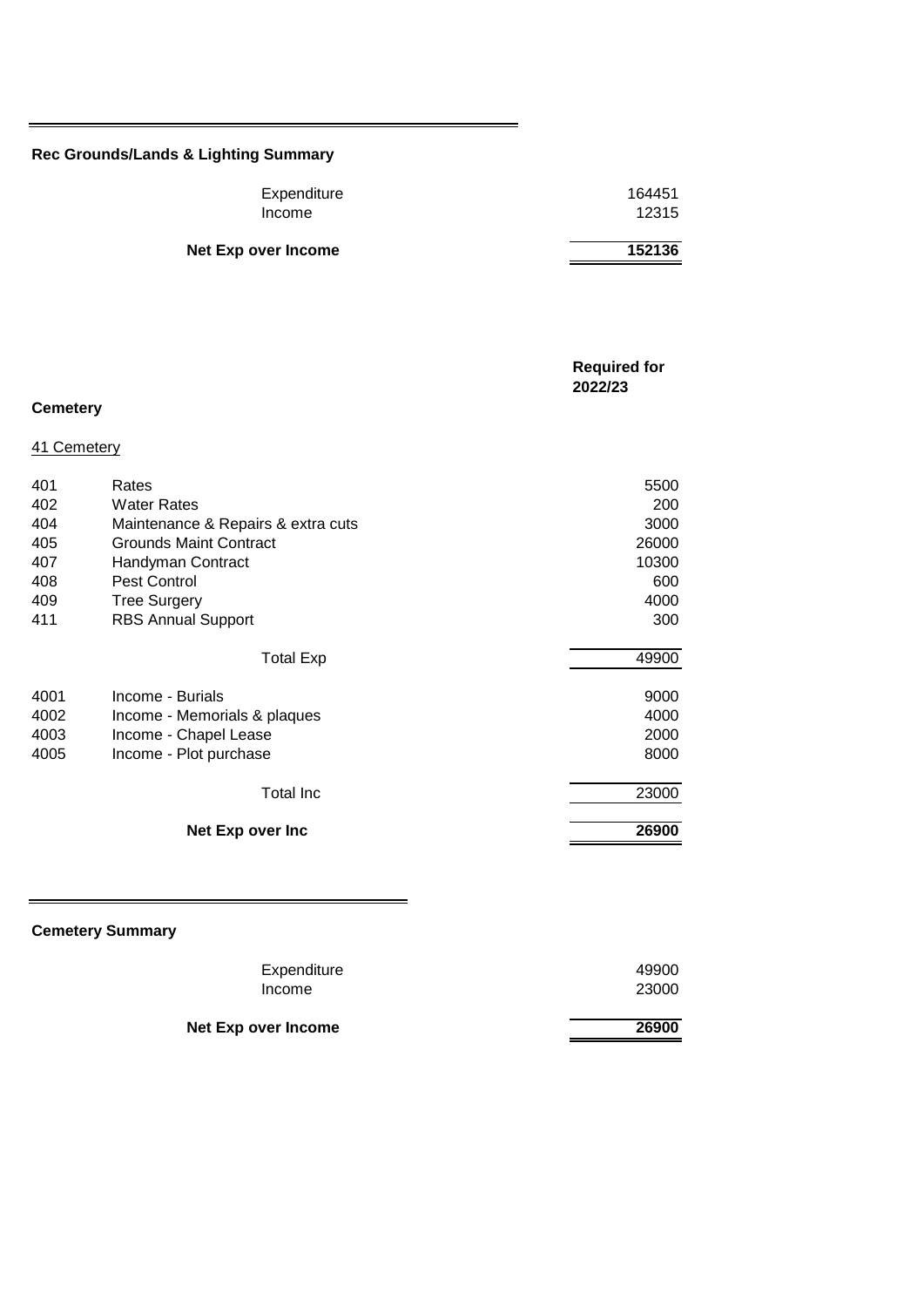## Rec Grounds/Lands & Lighting Summary

| | |
|---|---|
| Expenditure | 164451 |
| Income | 12315 |
| **Net Exp over Income** | **152136** |

## Cemetery

| | | Required for 2022/23 |
|---|---|---|
| 41 Cemetery | | |
| 401 | Rates | 5500 |
| 402 | Water Rates | 200 |
| 404 | Maintenance & Repairs & extra cuts | 3000 |
| 405 | Grounds Maint Contract | 26000 |
| 407 | Handyman Contract | 10300 |
| 408 | Pest Control | 600 |
| 409 | Tree Surgery | 4000 |
| 411 | RBS Annual Support | 300 |
| | Total Exp | 49900 |
| 4001 | Income - Burials | 9000 |
| 4002 | Income - Memorials & plaques | 4000 |
| 4003 | Income - Chapel Lease | 2000 |
| 4005 | Income - Plot purchase | 8000 |
| | Total Inc | 23000 |
| | **Net Exp over Inc** | **26900** |

## Cemetery Summary

| | |
|---|---|
| Expenditure | 49900 |
| Income | 23000 |
| **Net Exp over Income** | **26900** |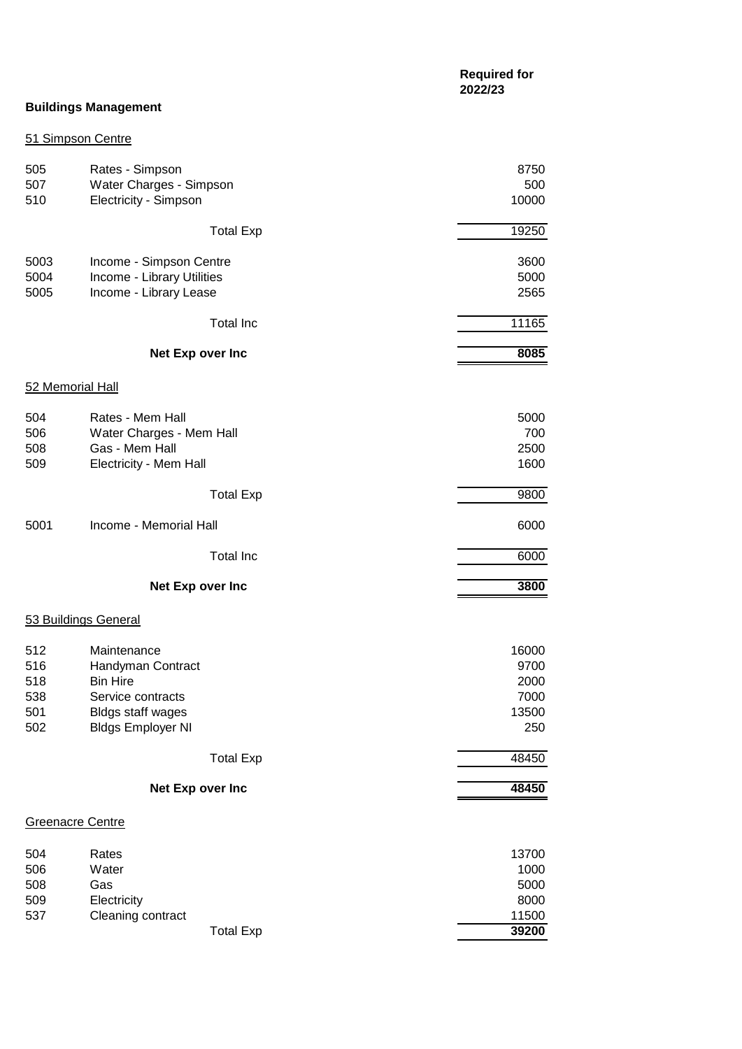## Buildings Management

| | | Required for 2022/23 |
|---|---|---|
| **51 Simpson Centre** | | |
| 505 | Rates - Simpson | 8750 |
| 507 | Water Charges - Simpson | 500 |
| 510 | Electricity - Simpson | 10000 |
| | Total Exp | 19250 |
| 5003 | Income - Simpson Centre | 3600 |
| 5004 | Income - Library Utilities | 5000 |
| 5005 | Income - Library Lease | 2565 |
| | Total Inc | 11165 |
| | **Net Exp over Inc** | **8085** |
| **52 Memorial Hall** | | |
| 504 | Rates - Mem Hall | 5000 |
| 506 | Water Charges - Mem Hall | 700 |
| 508 | Gas - Mem Hall | 2500 |
| 509 | Electricity - Mem Hall | 1600 |
| | Total Exp | 9800 |
| 5001 | Income - Memorial Hall | 6000 |
| | Total Inc | 6000 |
| | **Net Exp over Inc** | **3800** |
| **53 Buildings General** | | |
| 512 | Maintenance | 16000 |
| 516 | Handyman Contract | 9700 |
| 518 | Bin Hire | 2000 |
| 538 | Service contracts | 7000 |
| 501 | Bldgs staff wages | 13500 |
| 502 | Bldgs Employer NI | 250 |
| | Total Exp | 48450 |
| | **Net Exp over Inc** | **48450** |
| **Greenacre Centre** | | |
| 504 | Rates | 13700 |
| 506 | Water | 1000 |
| 508 | Gas | 5000 |
| 509 | Electricity | 8000 |
| 537 | Cleaning contract | 11500 |
| | Total Exp | **39200** |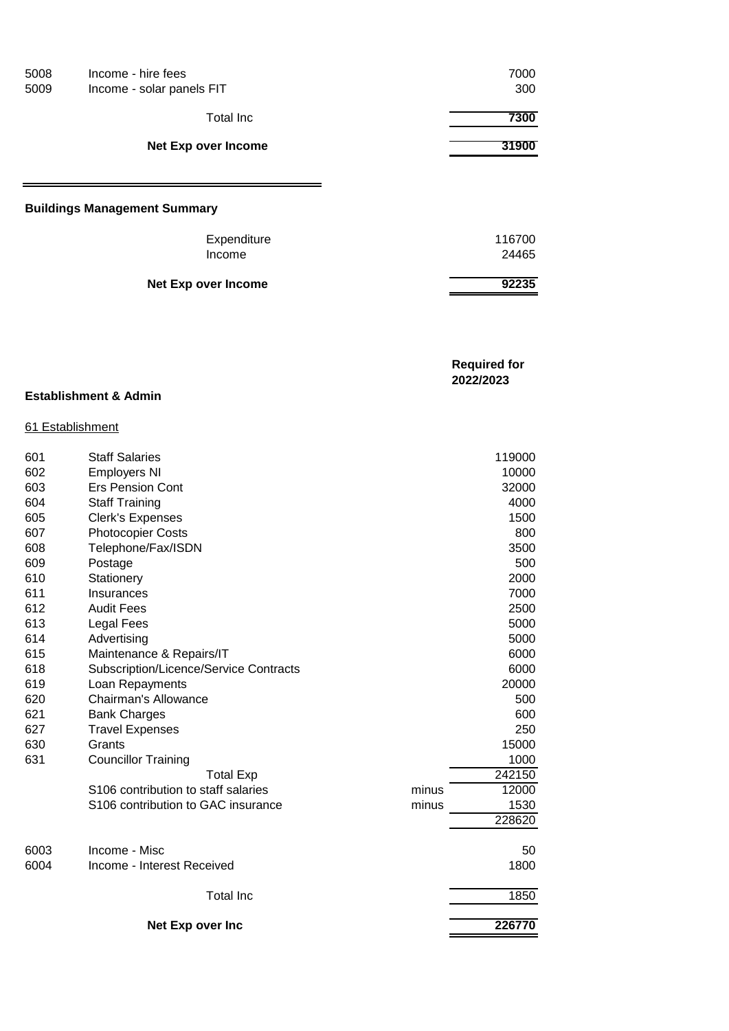| | | | |
|---|---|---|---|
| 5008 | Income - hire fees | | 7000 |
| 5009 | Income - solar panels FIT | | 300 |
| | Total Inc | | **7300** |
| | **Net Exp over Income** | | **31900** |

**Buildings Management Summary**

| | | |
|---|---|---|
| | Expenditure | 116700 |
| | Income | 24465 |
| | **Net Exp over Income** | **92235** |

**Establishment & Admin**

61 Establishment

| | | | **Required for 2022/2023** |
|---|---|---|---|
| 601 | Staff Salaries | | 119000 |
| 602 | Employers NI | | 10000 |
| 603 | Ers Pension Cont | | 32000 |
| 604 | Staff Training | | 4000 |
| 605 | Clerk's Expenses | | 1500 |
| 607 | Photocopier Costs | | 800 |
| 608 | Telephone/Fax/ISDN | | 3500 |
| 609 | Postage | | 500 |
| 610 | Stationery | | 2000 |
| 611 | Insurances | | 7000 |
| 612 | Audit Fees | | 2500 |
| 613 | Legal Fees | | 5000 |
| 614 | Advertising | | 5000 |
| 615 | Maintenance & Repairs/IT | | 6000 |
| 618 | Subscription/Licence/Service Contracts | | 6000 |
| 619 | Loan Repayments | | 20000 |
| 620 | Chairman's Allowance | | 500 |
| 621 | Bank Charges | | 600 |
| 627 | Travel Expenses | | 250 |
| 630 | Grants | | 15000 |
| 631 | Councillor Training | | 1000 |
| | Total Exp | | 242150 |
| | S106 contribution to staff salaries | minus | 12000 |
| | S106 contribution to GAC insurance | minus | 1530 |
| | | | 228620 |
| 6003 | Income - Misc | | 50 |
| 6004 | Income - Interest Received | | 1800 |
| | Total Inc | | 1850 |
| | **Net Exp over Inc** | | **226770** |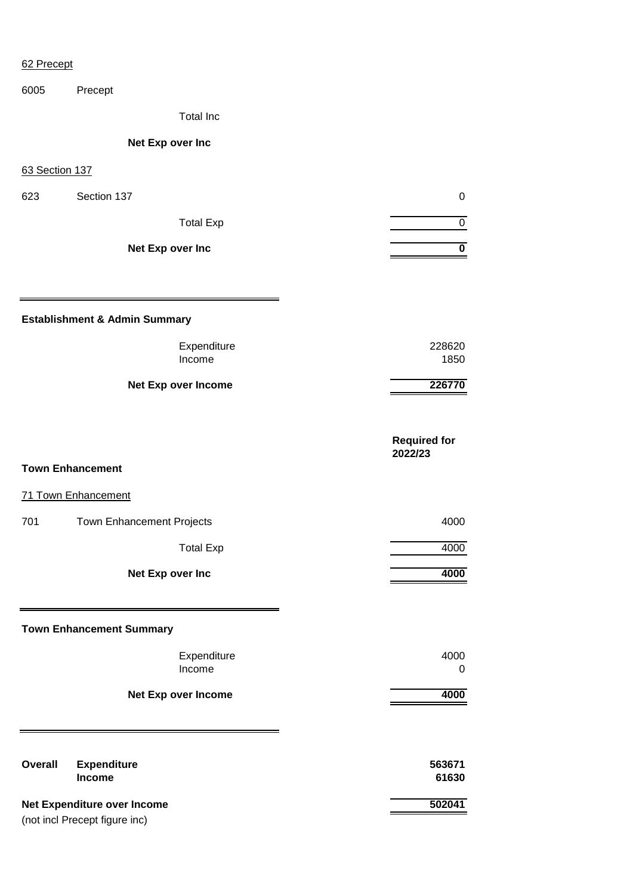62 Precept

| | | |
|---|---|---|
| 6005 | Precept | |
| | Total Inc | |
| | **Net Exp over Inc** | |

63 Section 137

| | | |
|---|---|---|
| 623 | Section 137 | 0 |
| | Total Exp | 0 |
| | **Net Exp over Inc** | **0** |

**Establishment & Admin Summary**

| | |
|---|---|
| Expenditure | 228620 |
| Income | 1850 |
| **Net Exp over Income** | **226770** |

**Town Enhancement**

71 Town Enhancement

| | | **Required for 2022/23** |
|---|---|---|
| 701 | Town Enhancement Projects | 4000 |
| | Total Exp | 4000 |
| | **Net Exp over Inc** | **4000** |

**Town Enhancement Summary**

| | |
|---|---|
| Expenditure | 4000 |
| Income | 0 |
| **Net Exp over Income** | **4000** |

| | | |
|---|---|---|
| **Overall** | **Expenditure** | **563671** |
| | **Income** | **61630** |
| **Net Expenditure over Income** | | **502041** |

(not incl Precept figure inc)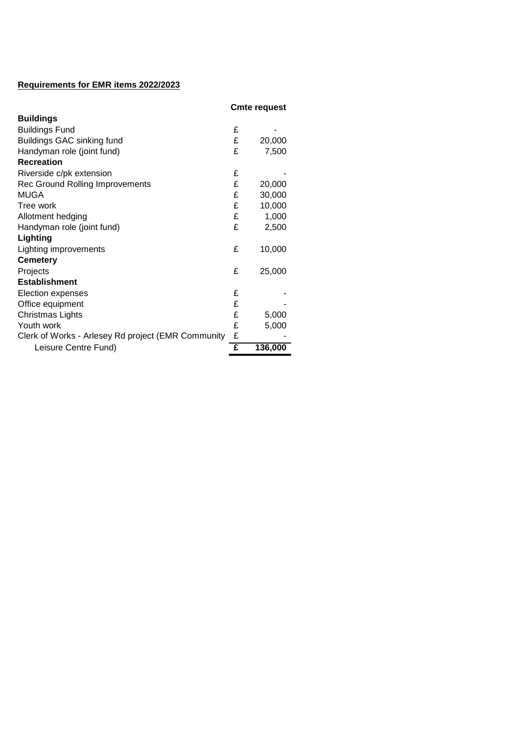**Requirements for EMR items 2022/2023**

| | | Cmte request |
|---|---|---|
| **Buildings** | | |
| Buildings Fund | £ | - |
| Buildings GAC sinking fund | £ | 20,000 |
| Handyman role (joint fund) | £ | 7,500 |
| **Recreation** | | |
| Riverside c/pk extension | £ | - |
| Rec Ground Rolling Improvements | £ | 20,000 |
| MUGA | £ | 30,000 |
| Tree work | £ | 10,000 |
| Allotment hedging | £ | 1,000 |
| Handyman role (joint fund) | £ | 2,500 |
| **Lighting** | | |
| Lighting improvements | £ | 10,000 |
| **Cemetery** | | |
| Projects | £ | 25,000 |
| **Establishment** | | |
| Election expenses | £ | - |
| Office equipment | £ | - |
| Christmas Lights | £ | 5,000 |
| Youth work | £ | 5,000 |
| Clerk of Works - Arlesey Rd project (EMR Community Leisure Centre Fund) | £ | - |
| | **£** | **136,000** |